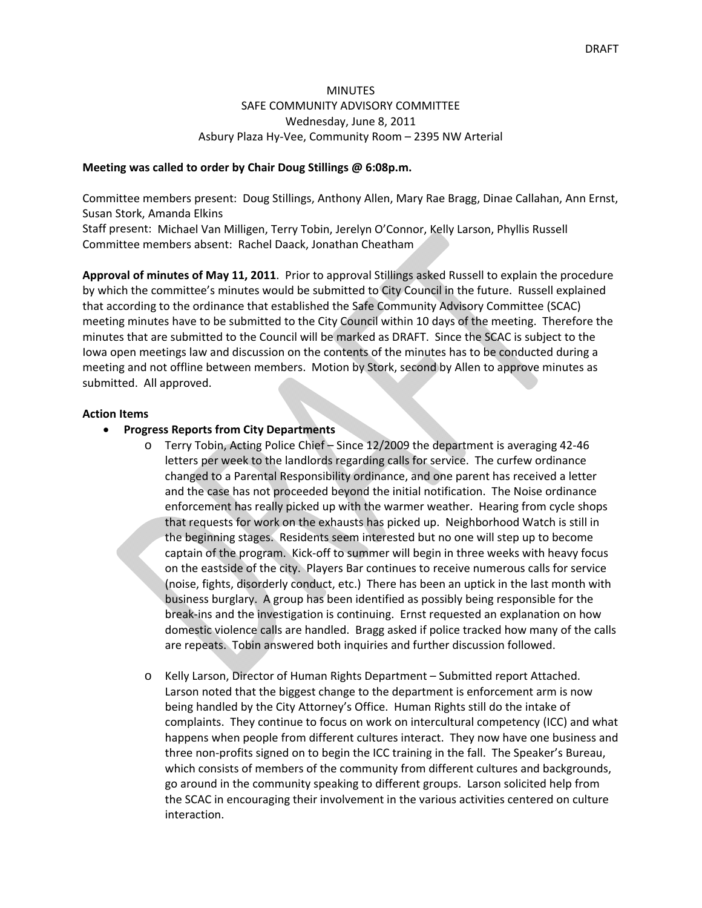DRAFT

MINUTES
SAFE COMMUNITY ADVISORY COMMITTEE
Wednesday, June 8, 2011
Asbury Plaza Hy-Vee, Community Room – 2395 NW Arterial

**Meeting was called to order by Chair Doug Stillings @ 6:08p.m.**

Committee members present: Doug Stillings, Anthony Allen, Mary Rae Bragg, Dinae Callahan, Ann Ernst, Susan Stork, Amanda Elkins
Staff present: Michael Van Milligen, Terry Tobin, Jerelyn O'Connor, Kelly Larson, Phyllis Russell
Committee members absent: Rachel Daack, Jonathan Cheatham

**Approval of minutes of May 11, 2011**. Prior to approval Stillings asked Russell to explain the procedure by which the committee's minutes would be submitted to City Council in the future. Russell explained that according to the ordinance that established the Safe Community Advisory Committee (SCAC) meeting minutes have to be submitted to the City Council within 10 days of the meeting. Therefore the minutes that are submitted to the Council will be marked as DRAFT. Since the SCAC is subject to the Iowa open meetings law and discussion on the contents of the minutes has to be conducted during a meeting and not offline between members. Motion by Stork, second by Allen to approve minutes as submitted. All approved.

**Action Items**

- **Progress Reports from City Departments**
  - Terry Tobin, Acting Police Chief – Since 12/2009 the department is averaging 42-46 letters per week to the landlords regarding calls for service. The curfew ordinance changed to a Parental Responsibility ordinance, and one parent has received a letter and the case has not proceeded beyond the initial notification. The Noise ordinance enforcement has really picked up with the warmer weather. Hearing from cycle shops that requests for work on the exhausts has picked up. Neighborhood Watch is still in the beginning stages. Residents seem interested but no one will step up to become captain of the program. Kick-off to summer will begin in three weeks with heavy focus on the eastside of the city. Players Bar continues to receive numerous calls for service (noise, fights, disorderly conduct, etc.) There has been an uptick in the last month with business burglary. A group has been identified as possibly being responsible for the break-ins and the investigation is continuing. Ernst requested an explanation on how domestic violence calls are handled. Bragg asked if police tracked how many of the calls are repeats. Tobin answered both inquiries and further discussion followed.
  - Kelly Larson, Director of Human Rights Department – Submitted report Attached. Larson noted that the biggest change to the department is enforcement arm is now being handled by the City Attorney's Office. Human Rights still do the intake of complaints. They continue to focus on work on intercultural competency (ICC) and what happens when people from different cultures interact. They now have one business and three non-profits signed on to begin the ICC training in the fall. The Speaker's Bureau, which consists of members of the community from different cultures and backgrounds, go around in the community speaking to different groups. Larson solicited help from the SCAC in encouraging their involvement in the various activities centered on culture interaction.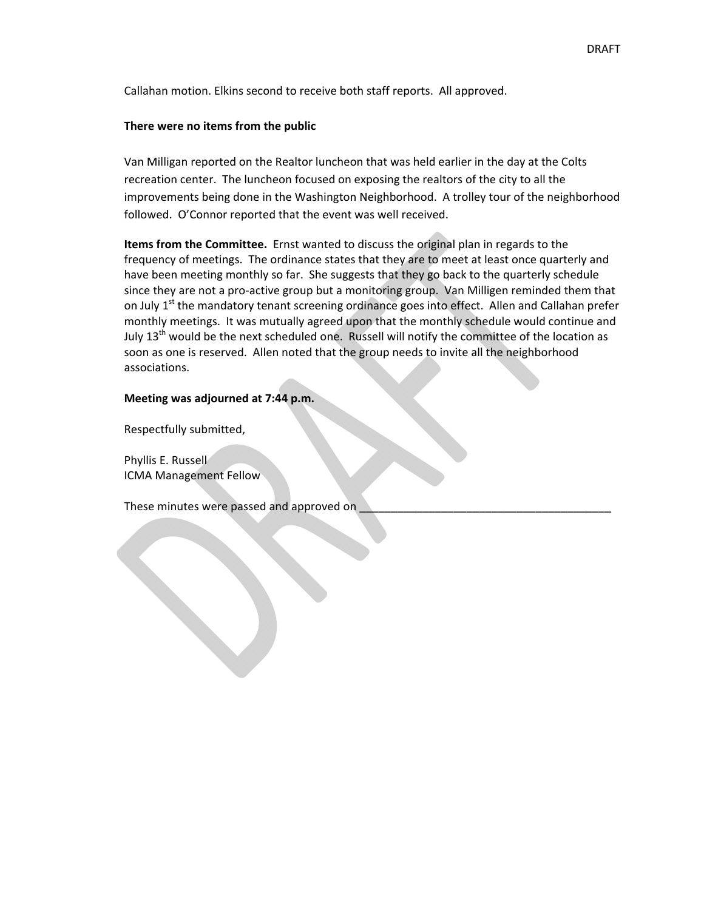Callahan motion. Elkins second to receive both staff reports. All approved.

**There were no items from the public**

Van Milligan reported on the Realtor luncheon that was held earlier in the day at the Colts recreation center. The luncheon focused on exposing the realtors of the city to all the improvements being done in the Washington Neighborhood. A trolley tour of the neighborhood followed. O'Connor reported that the event was well received.

**Items from the Committee.** Ernst wanted to discuss the original plan in regards to the frequency of meetings. The ordinance states that they are to meet at least once quarterly and have been meeting monthly so far. She suggests that they go back to the quarterly schedule since they are not a pro-active group but a monitoring group. Van Milligen reminded them that on July 1st the mandatory tenant screening ordinance goes into effect. Allen and Callahan prefer monthly meetings. It was mutually agreed upon that the monthly schedule would continue and July 13th would be the next scheduled one. Russell will notify the committee of the location as soon as one is reserved. Allen noted that the group needs to invite all the neighborhood associations.

**Meeting was adjourned at 7:44 p.m.**

Respectfully submitted,

Phyllis E. Russell
ICMA Management Fellow

These minutes were passed and approved on \_\_\_\_\_\_\_\_\_\_\_\_\_\_\_\_\_\_\_\_\_\_\_\_\_\_\_\_\_\_\_\_\_\_\_\_\_\_\_\_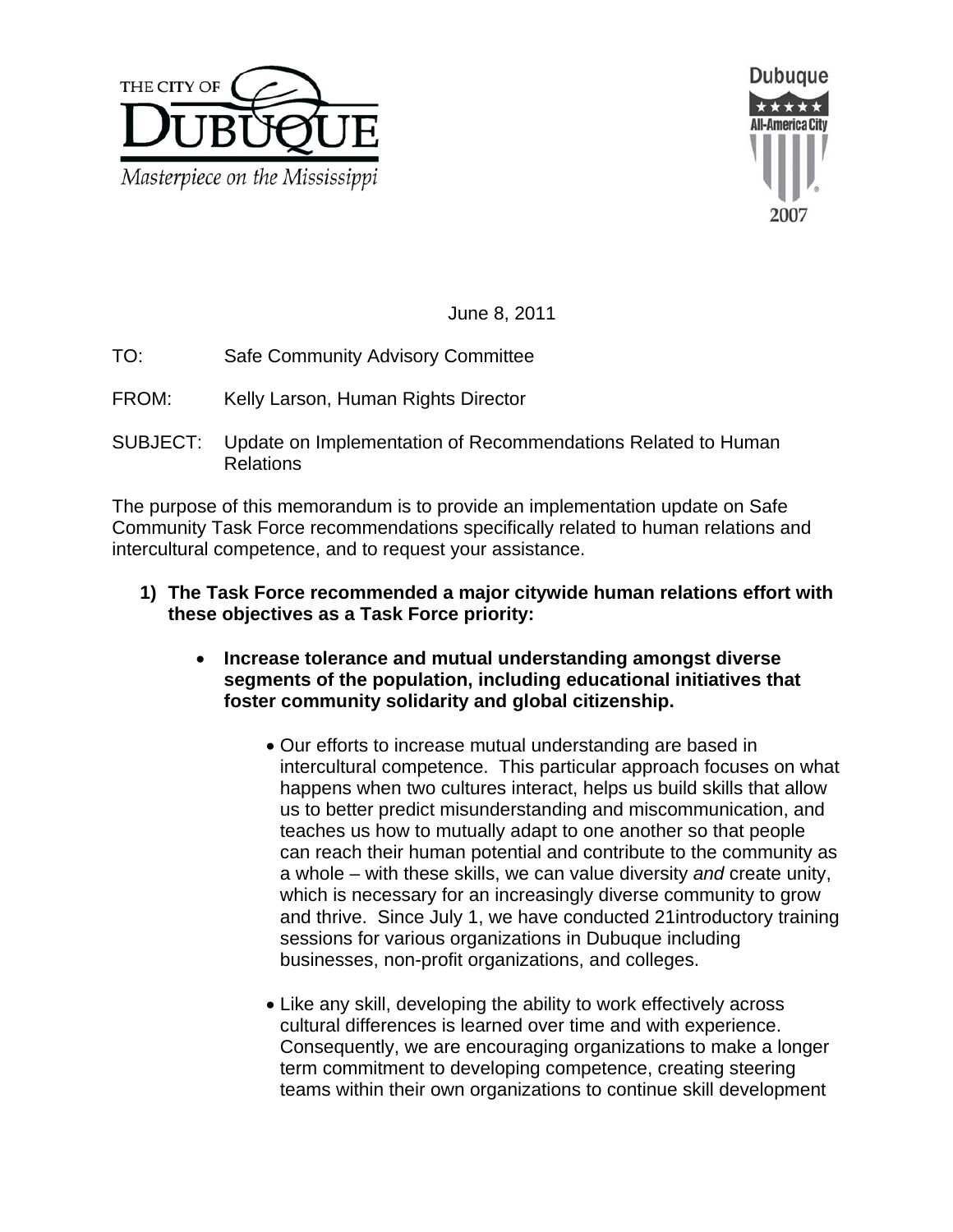THE CITY OF DUBUQUE
*Masterpiece on the Mississippi*

Dubuque All-America City 2007

June 8, 2011

TO: Safe Community Advisory Committee

FROM: Kelly Larson, Human Rights Director

SUBJECT: Update on Implementation of Recommendations Related to Human Relations

The purpose of this memorandum is to provide an implementation update on Safe Community Task Force recommendations specifically related to human relations and intercultural competence, and to request your assistance.

1) **The Task Force recommended a major citywide human relations effort with these objectives as a Task Force priority:**

   - **Increase tolerance and mutual understanding amongst diverse segments of the population, including educational initiatives that foster community solidarity and global citizenship.**

     - Our efforts to increase mutual understanding are based in intercultural competence. This particular approach focuses on what happens when two cultures interact, helps us build skills that allow us to better predict misunderstanding and miscommunication, and teaches us how to mutually adapt to one another so that people can reach their human potential and contribute to the community as a whole – with these skills, we can value diversity *and* create unity, which is necessary for an increasingly diverse community to grow and thrive. Since July 1, we have conducted 21introductory training sessions for various organizations in Dubuque including businesses, non-profit organizations, and colleges.

     - Like any skill, developing the ability to work effectively across cultural differences is learned over time and with experience. Consequently, we are encouraging organizations to make a longer term commitment to developing competence, creating steering teams within their own organizations to continue skill development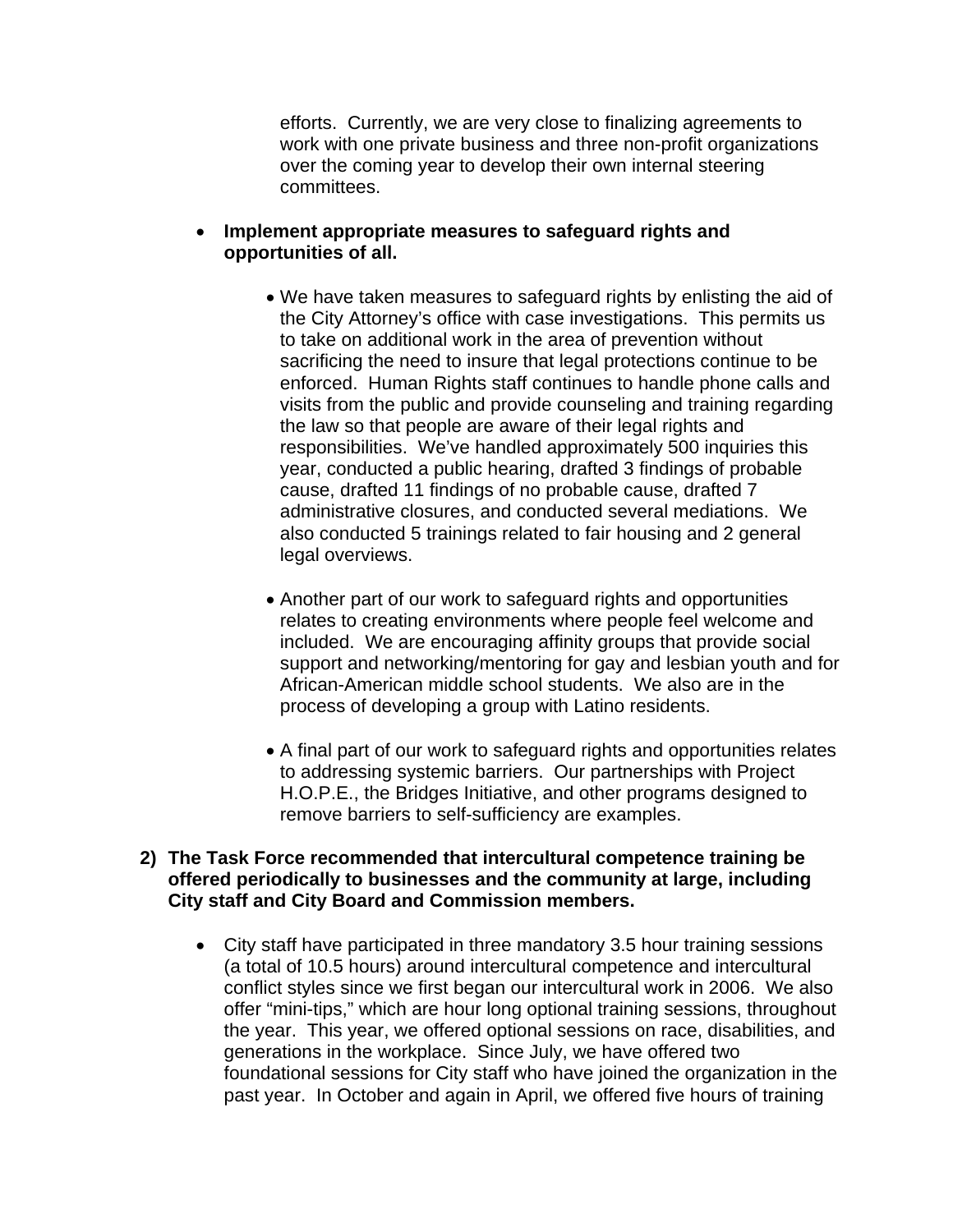efforts. Currently, we are very close to finalizing agreements to work with one private business and three non-profit organizations over the coming year to develop their own internal steering committees.

- **Implement appropriate measures to safeguard rights and opportunities of all.**

  - We have taken measures to safeguard rights by enlisting the aid of the City Attorney's office with case investigations. This permits us to take on additional work in the area of prevention without sacrificing the need to insure that legal protections continue to be enforced. Human Rights staff continues to handle phone calls and visits from the public and provide counseling and training regarding the law so that people are aware of their legal rights and responsibilities. We've handled approximately 500 inquiries this year, conducted a public hearing, drafted 3 findings of probable cause, drafted 11 findings of no probable cause, drafted 7 administrative closures, and conducted several mediations. We also conducted 5 trainings related to fair housing and 2 general legal overviews.

  - Another part of our work to safeguard rights and opportunities relates to creating environments where people feel welcome and included. We are encouraging affinity groups that provide social support and networking/mentoring for gay and lesbian youth and for African-American middle school students. We also are in the process of developing a group with Latino residents.

  - A final part of our work to safeguard rights and opportunities relates to addressing systemic barriers. Our partnerships with Project H.O.P.E., the Bridges Initiative, and other programs designed to remove barriers to self-sufficiency are examples.

**2) The Task Force recommended that intercultural competence training be offered periodically to businesses and the community at large, including City staff and City Board and Commission members.**

- City staff have participated in three mandatory 3.5 hour training sessions (a total of 10.5 hours) around intercultural competence and intercultural conflict styles since we first began our intercultural work in 2006. We also offer "mini-tips," which are hour long optional training sessions, throughout the year. This year, we offered optional sessions on race, disabilities, and generations in the workplace. Since July, we have offered two foundational sessions for City staff who have joined the organization in the past year. In October and again in April, we offered five hours of training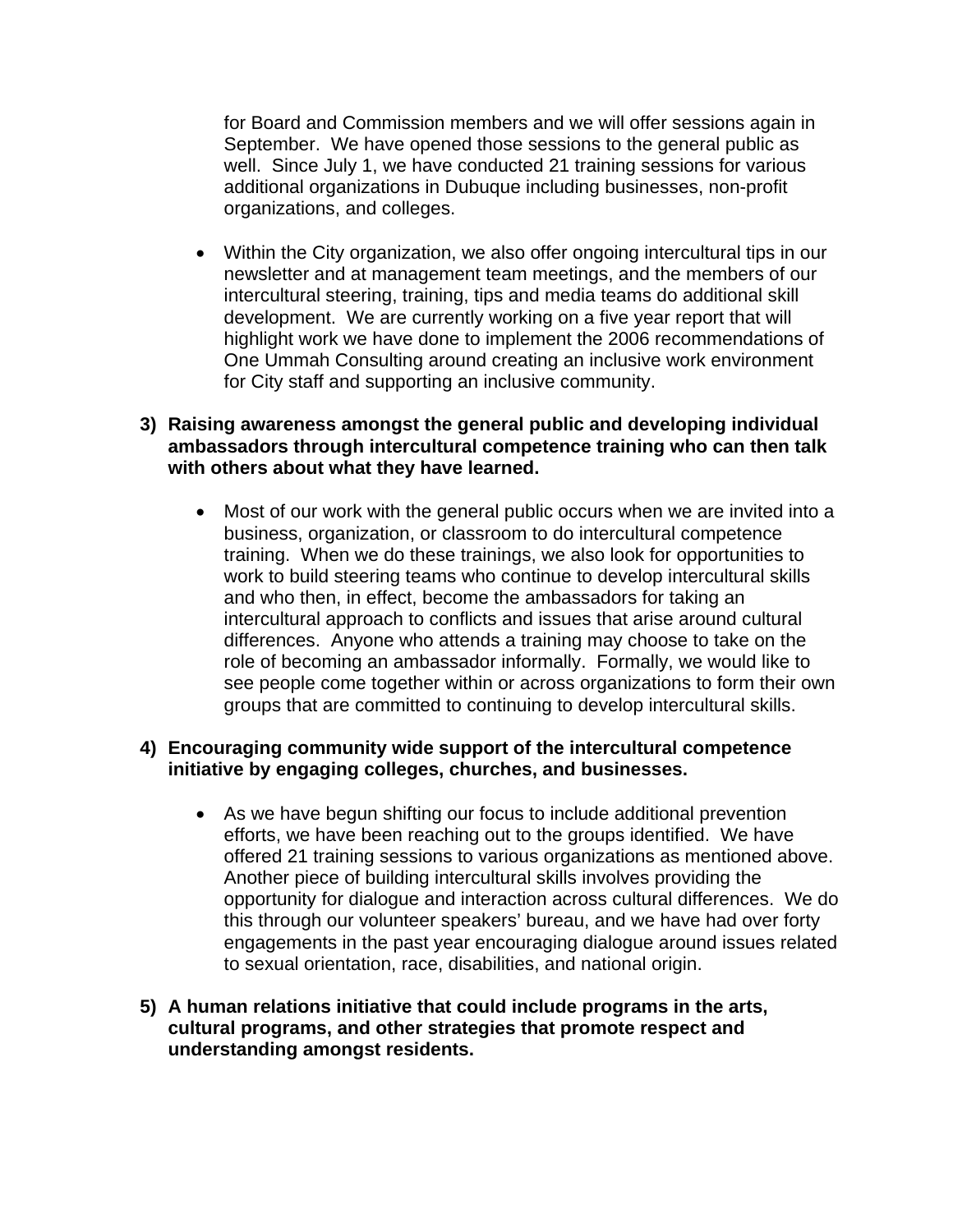for Board and Commission members and we will offer sessions again in September. We have opened those sessions to the general public as well. Since July 1, we have conducted 21 training sessions for various additional organizations in Dubuque including businesses, non-profit organizations, and colleges.

- Within the City organization, we also offer ongoing intercultural tips in our newsletter and at management team meetings, and the members of our intercultural steering, training, tips and media teams do additional skill development. We are currently working on a five year report that will highlight work we have done to implement the 2006 recommendations of One Ummah Consulting around creating an inclusive work environment for City staff and supporting an inclusive community.

3) **Raising awareness amongst the general public and developing individual ambassadors through intercultural competence training who can then talk with others about what they have learned.**

   - Most of our work with the general public occurs when we are invited into a business, organization, or classroom to do intercultural competence training. When we do these trainings, we also look for opportunities to work to build steering teams who continue to develop intercultural skills and who then, in effect, become the ambassadors for taking an intercultural approach to conflicts and issues that arise around cultural differences. Anyone who attends a training may choose to take on the role of becoming an ambassador informally. Formally, we would like to see people come together within or across organizations to form their own groups that are committed to continuing to develop intercultural skills.

4) **Encouraging community wide support of the intercultural competence initiative by engaging colleges, churches, and businesses.**

   - As we have begun shifting our focus to include additional prevention efforts, we have been reaching out to the groups identified. We have offered 21 training sessions to various organizations as mentioned above. Another piece of building intercultural skills involves providing the opportunity for dialogue and interaction across cultural differences. We do this through our volunteer speakers' bureau, and we have had over forty engagements in the past year encouraging dialogue around issues related to sexual orientation, race, disabilities, and national origin.

5) **A human relations initiative that could include programs in the arts, cultural programs, and other strategies that promote respect and understanding amongst residents.**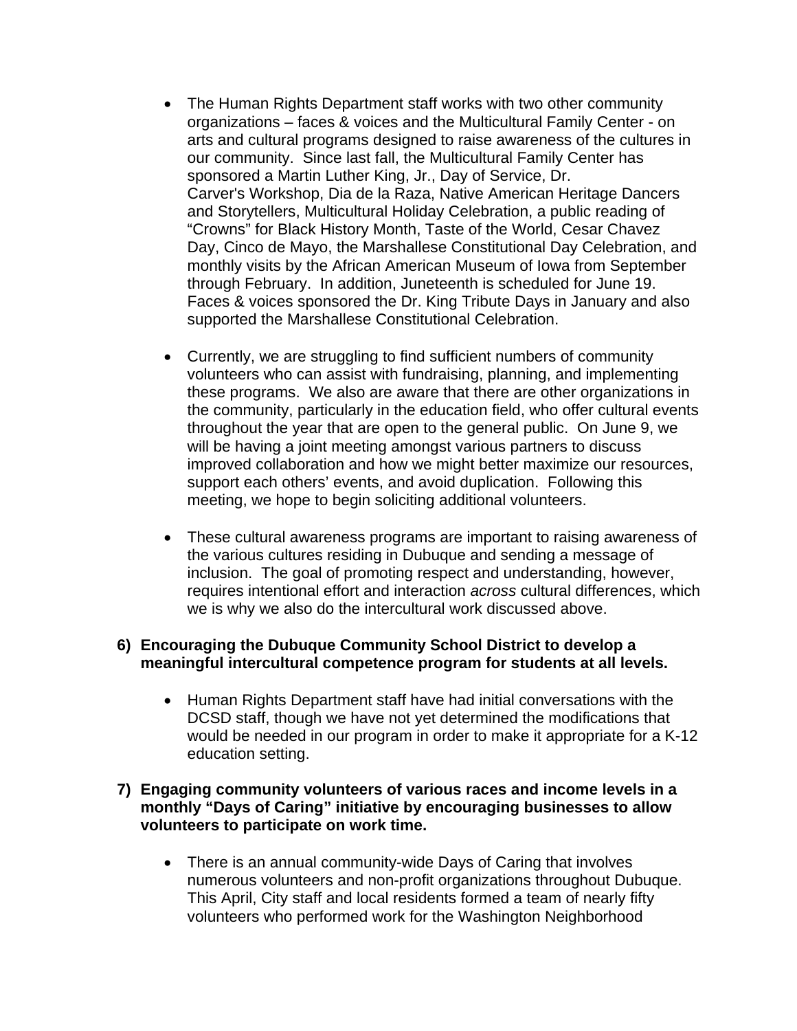- The Human Rights Department staff works with two other community organizations – faces & voices and the Multicultural Family Center - on arts and cultural programs designed to raise awareness of the cultures in our community. Since last fall, the Multicultural Family Center has sponsored a Martin Luther King, Jr., Day of Service, Dr. Carver's Workshop, Dia de la Raza, Native American Heritage Dancers and Storytellers, Multicultural Holiday Celebration, a public reading of "Crowns" for Black History Month, Taste of the World, Cesar Chavez Day, Cinco de Mayo, the Marshallese Constitutional Day Celebration, and monthly visits by the African American Museum of Iowa from September through February. In addition, Juneteenth is scheduled for June 19. Faces & voices sponsored the Dr. King Tribute Days in January and also supported the Marshallese Constitutional Celebration.

- Currently, we are struggling to find sufficient numbers of community volunteers who can assist with fundraising, planning, and implementing these programs. We also are aware that there are other organizations in the community, particularly in the education field, who offer cultural events throughout the year that are open to the general public. On June 9, we will be having a joint meeting amongst various partners to discuss improved collaboration and how we might better maximize our resources, support each others' events, and avoid duplication. Following this meeting, we hope to begin soliciting additional volunteers.

- These cultural awareness programs are important to raising awareness of the various cultures residing in Dubuque and sending a message of inclusion. The goal of promoting respect and understanding, however, requires intentional effort and interaction *across* cultural differences, which we is why we also do the intercultural work discussed above.

**6) Encouraging the Dubuque Community School District to develop a meaningful intercultural competence program for students at all levels.**

- Human Rights Department staff have had initial conversations with the DCSD staff, though we have not yet determined the modifications that would be needed in our program in order to make it appropriate for a K-12 education setting.

**7) Engaging community volunteers of various races and income levels in a monthly "Days of Caring" initiative by encouraging businesses to allow volunteers to participate on work time.**

- There is an annual community-wide Days of Caring that involves numerous volunteers and non-profit organizations throughout Dubuque. This April, City staff and local residents formed a team of nearly fifty volunteers who performed work for the Washington Neighborhood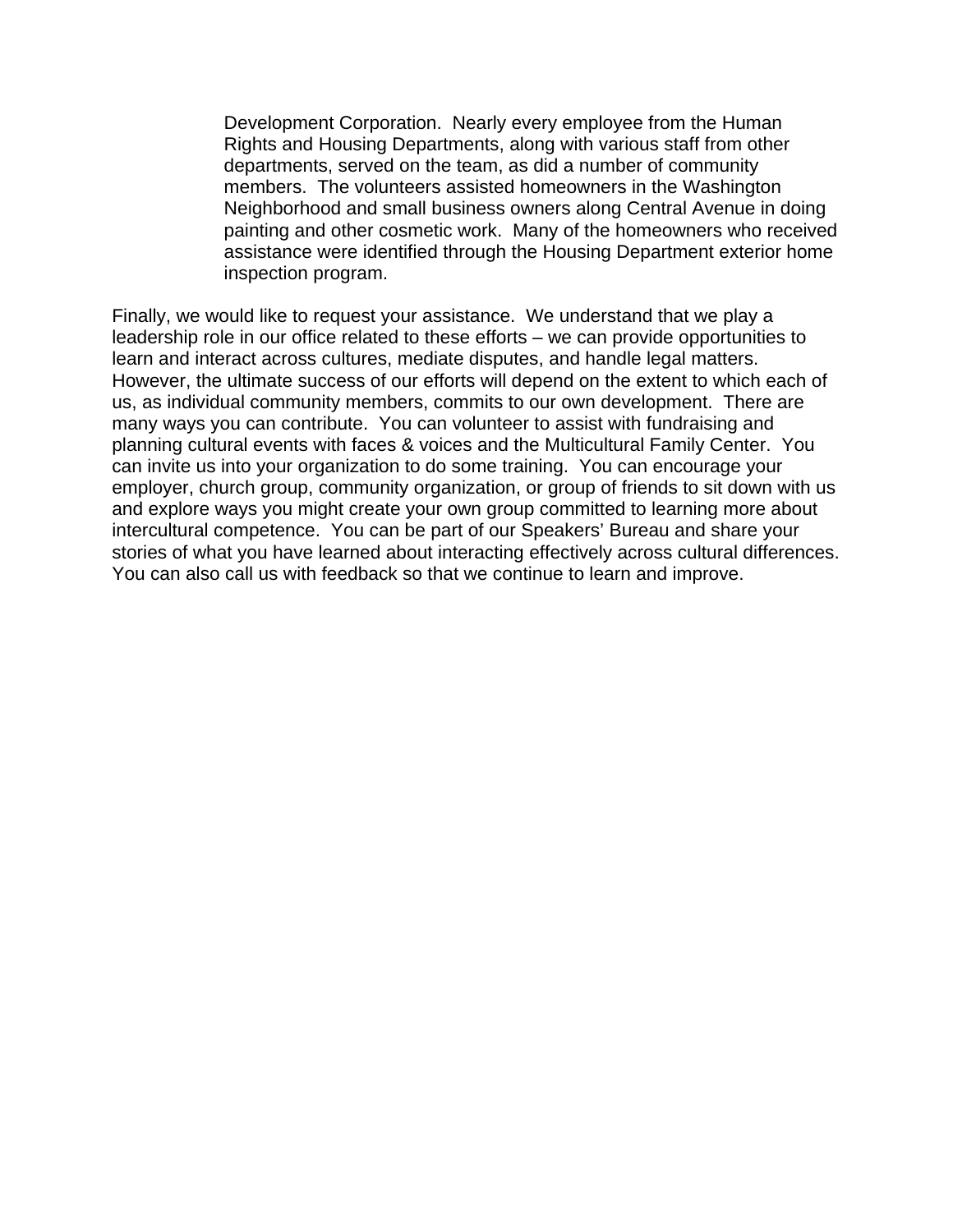Development Corporation. Nearly every employee from the Human Rights and Housing Departments, along with various staff from other departments, served on the team, as did a number of community members. The volunteers assisted homeowners in the Washington Neighborhood and small business owners along Central Avenue in doing painting and other cosmetic work. Many of the homeowners who received assistance were identified through the Housing Department exterior home inspection program.

Finally, we would like to request your assistance. We understand that we play a leadership role in our office related to these efforts – we can provide opportunities to learn and interact across cultures, mediate disputes, and handle legal matters. However, the ultimate success of our efforts will depend on the extent to which each of us, as individual community members, commits to our own development. There are many ways you can contribute. You can volunteer to assist with fundraising and planning cultural events with faces & voices and the Multicultural Family Center. You can invite us into your organization to do some training. You can encourage your employer, church group, community organization, or group of friends to sit down with us and explore ways you might create your own group committed to learning more about intercultural competence. You can be part of our Speakers' Bureau and share your stories of what you have learned about interacting effectively across cultural differences. You can also call us with feedback so that we continue to learn and improve.